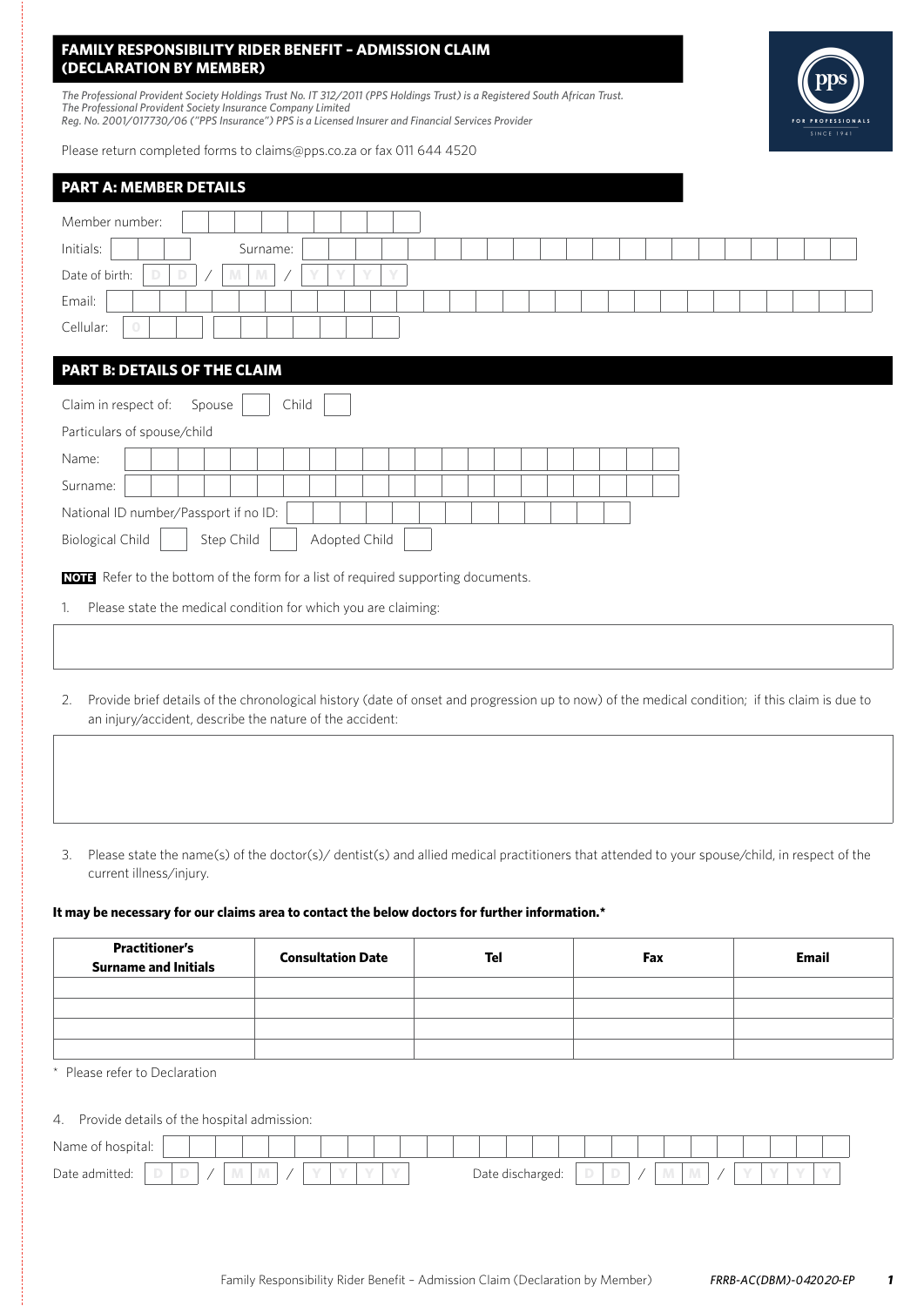# FAMILY RESPONSIBILITY RIDER BENEFIT – ADMISSION CLAIM (DECLARATION BY MEMBER)

*The Professional Provident Society Holdings Trust No. IT 312/2011 (PPS Holdings Trust) is a Registered South African Trust.*
*The Professional Provident Society Insurance Company Limited*
*Reg. No. 2001/017730/06 ("PPS Insurance") PPS is a Licensed Insurer and Financial Services Provider*

Please return completed forms to claims@pps.co.za or fax 011 644 4520

## PART A: MEMBER DETAILS

Member number:

Initials: Surname:

Date of birth: D D / M M / Y Y Y Y

Email:

Cellular: 0

## PART B: DETAILS OF THE CLAIM

Claim in respect of: Spouse ☐ Child ☐

Particulars of spouse/child

Name:

Surname:

National ID number/Passport if no ID:

Biological Child ☐ Step Child ☐ Adopted Child ☐

**NOTE** Refer to the bottom of the form for a list of required supporting documents.

1. Please state the medical condition for which you are claiming:

2. Provide brief details of the chronological history (date of onset and progression up to now) of the medical condition; if this claim is due to an injury/accident, describe the nature of the accident:

3. Please state the name(s) of the doctor(s)/ dentist(s) and allied medical practitioners that attended to your spouse/child, in respect of the current illness/injury.

**It may be necessary for our claims area to contact the below doctors for further information.***

| Practitioner's Surname and Initials | Consultation Date | Tel | Fax | Email |
|---|---|---|---|---|
| | | | | |
| | | | | |
| | | | | |
| | | | | |

\* Please refer to Declaration

4. Provide details of the hospital admission:

Name of hospital:

Date admitted: D D / M M / Y Y Y Y Date discharged: D D / M M / Y Y Y Y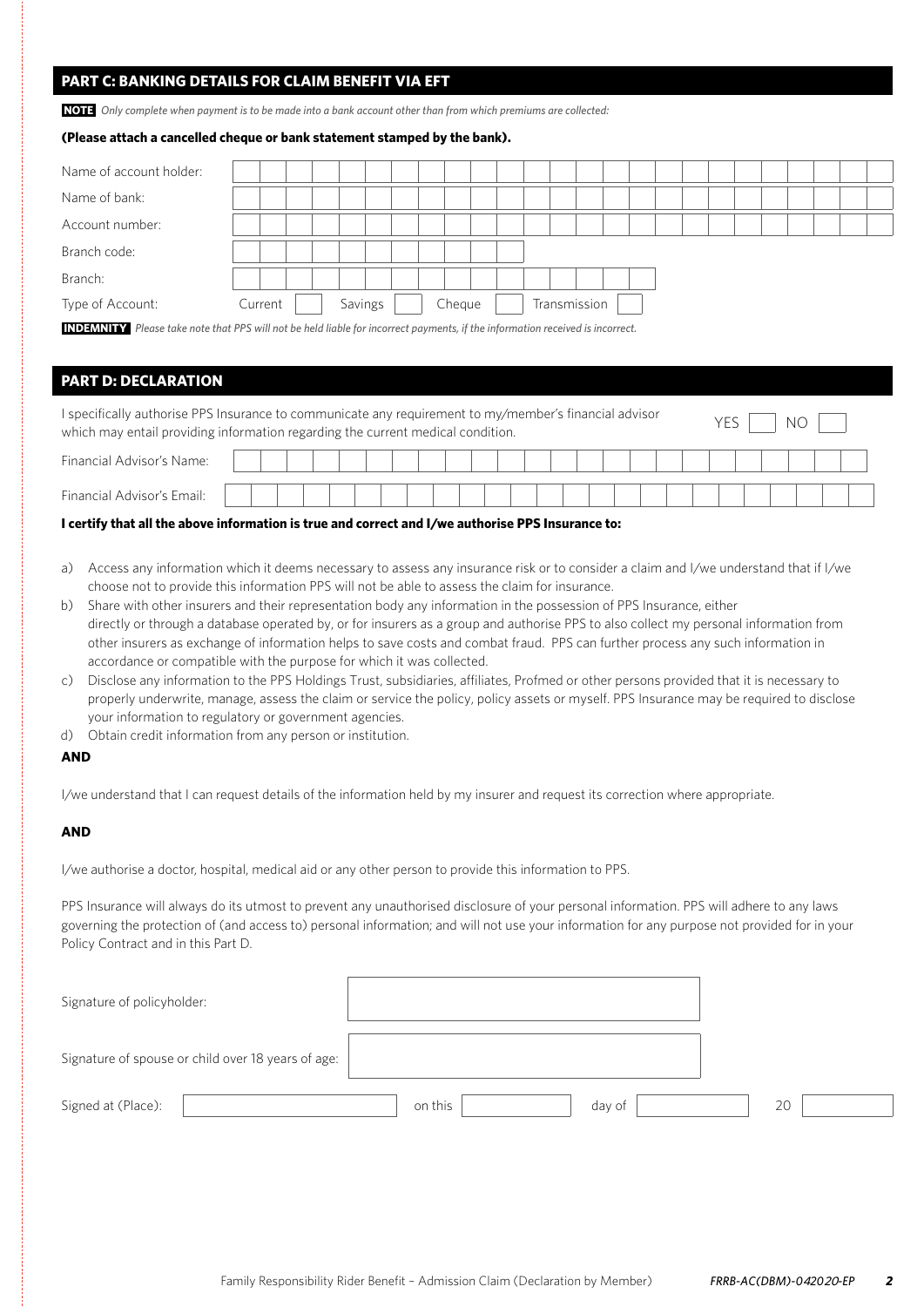## PART C: BANKING DETAILS FOR CLAIM BENEFIT VIA EFT

**NOTE** *Only complete when payment is to be made into a bank account other than from which premiums are collected:*

**(Please attach a cancelled cheque or bank statement stamped by the bank).**

| | |
|---|---|
| Name of account holder: | |
| Name of bank: | |
| Account number: | |
| Branch code: | |
| Branch: | |
| Type of Account: | Current ☐ Savings ☐ Cheque ☐ Transmission ☐ |

**INDEMNITY** *Please take note that PPS will not be held liable for incorrect payments, if the information received is incorrect.*

## PART D: DECLARATION

I specifically authorise PPS Insurance to communicate any requirement to my/member's financial advisor which may entail providing information regarding the current medical condition. YES ☐ NO ☐

| | |
|---|---|
| Financial Advisor's Name: | |
| Financial Advisor's Email: | |

**I certify that all the above information is true and correct and I/we authorise PPS Insurance to:**

a) Access any information which it deems necessary to assess any insurance risk or to consider a claim and I/we understand that if I/we choose not to provide this information PPS will not be able to assess the claim for insurance.

b) Share with other insurers and their representation body any information in the possession of PPS Insurance, either directly or through a database operated by, or for insurers as a group and authorise PPS to also collect my personal information from other insurers as exchange of information helps to save costs and combat fraud. PPS can further process any such information in accordance or compatible with the purpose for which it was collected.

c) Disclose any information to the PPS Holdings Trust, subsidiaries, affiliates, Profmed or other persons provided that it is necessary to properly underwrite, manage, assess the claim or service the policy, policy assets or myself. PPS Insurance may be required to disclose your information to regulatory or government agencies.

d) Obtain credit information from any person or institution.

**AND**

I/we understand that I can request details of the information held by my insurer and request its correction where appropriate.

**AND**

I/we authorise a doctor, hospital, medical aid or any other person to provide this information to PPS.

PPS Insurance will always do its utmost to prevent any unauthorised disclosure of your personal information. PPS will adhere to any laws governing the protection of (and access to) personal information; and will not use your information for any purpose not provided for in your Policy Contract and in this Part D.

| | |
|---|---|
| Signature of policyholder: | |
| Signature of spouse or child over 18 years of age: | |

Signed at (Place): ____________ on this ____________ day of ____________ 20 ____

Family Responsibility Rider Benefit – Admission Claim (Declaration by Member) *FRRB-AC(DBM)-042020-EP*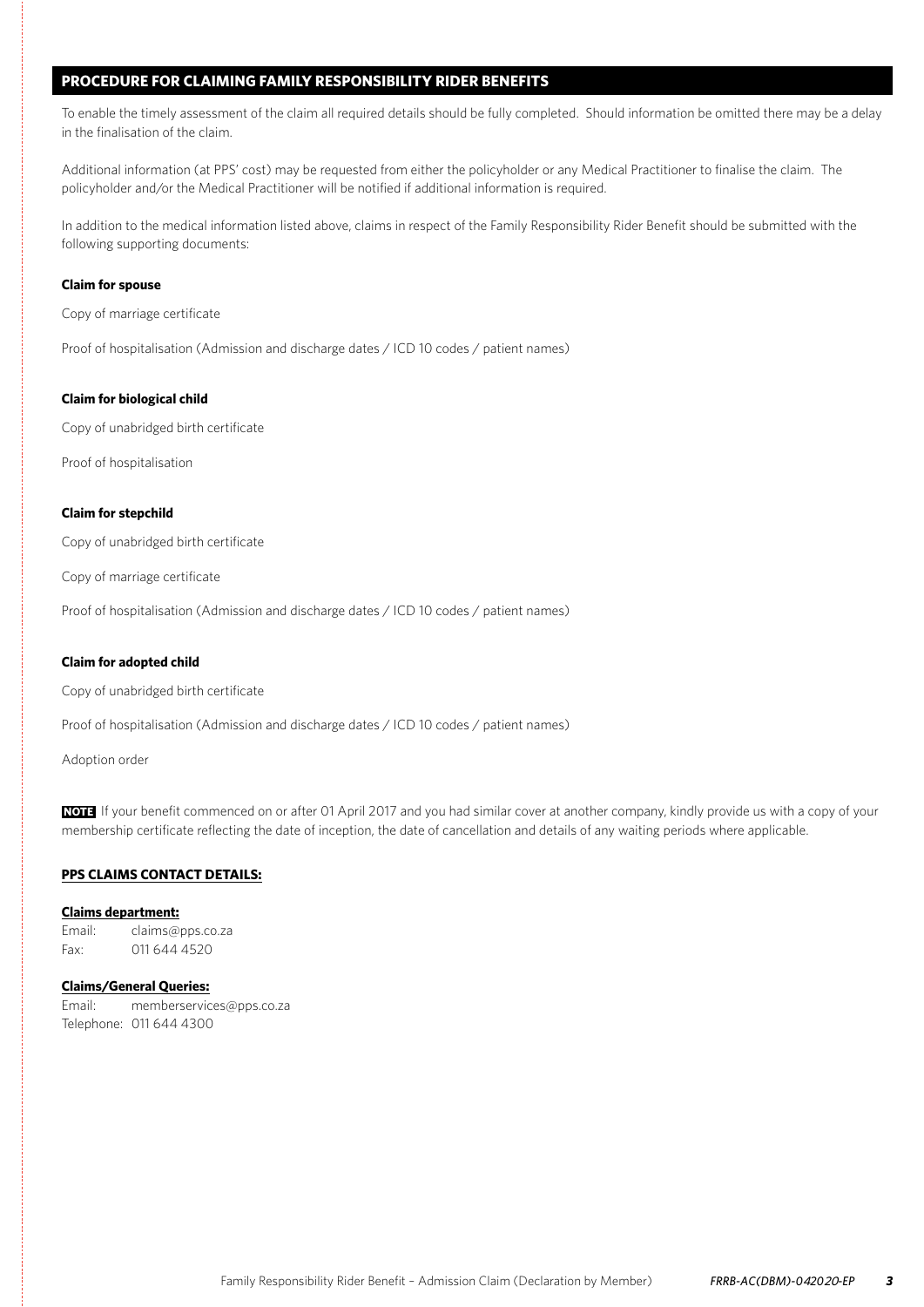## PROCEDURE FOR CLAIMING FAMILY RESPONSIBILITY RIDER BENEFITS

To enable the timely assessment of the claim all required details should be fully completed. Should information be omitted there may be a delay in the finalisation of the claim.

Additional information (at PPS' cost) may be requested from either the policyholder or any Medical Practitioner to finalise the claim. The policyholder and/or the Medical Practitioner will be notified if additional information is required.

In addition to the medical information listed above, claims in respect of the Family Responsibility Rider Benefit should be submitted with the following supporting documents:

**Claim for spouse**

Copy of marriage certificate

Proof of hospitalisation (Admission and discharge dates / ICD 10 codes / patient names)

**Claim for biological child**

Copy of unabridged birth certificate

Proof of hospitalisation

**Claim for stepchild**

Copy of unabridged birth certificate

Copy of marriage certificate

Proof of hospitalisation (Admission and discharge dates / ICD 10 codes / patient names)

**Claim for adopted child**

Copy of unabridged birth certificate

Proof of hospitalisation (Admission and discharge dates / ICD 10 codes / patient names)

Adoption order

**NOTE** If your benefit commenced on or after 01 April 2017 and you had similar cover at another company, kindly provide us with a copy of your membership certificate reflecting the date of inception, the date of cancellation and details of any waiting periods where applicable.

**PPS CLAIMS CONTACT DETAILS:**

**Claims department:**

Email: claims@pps.co.za
Fax: 011 644 4520

**Claims/General Queries:**

Email: memberservices@pps.co.za
Telephone: 011 644 4300